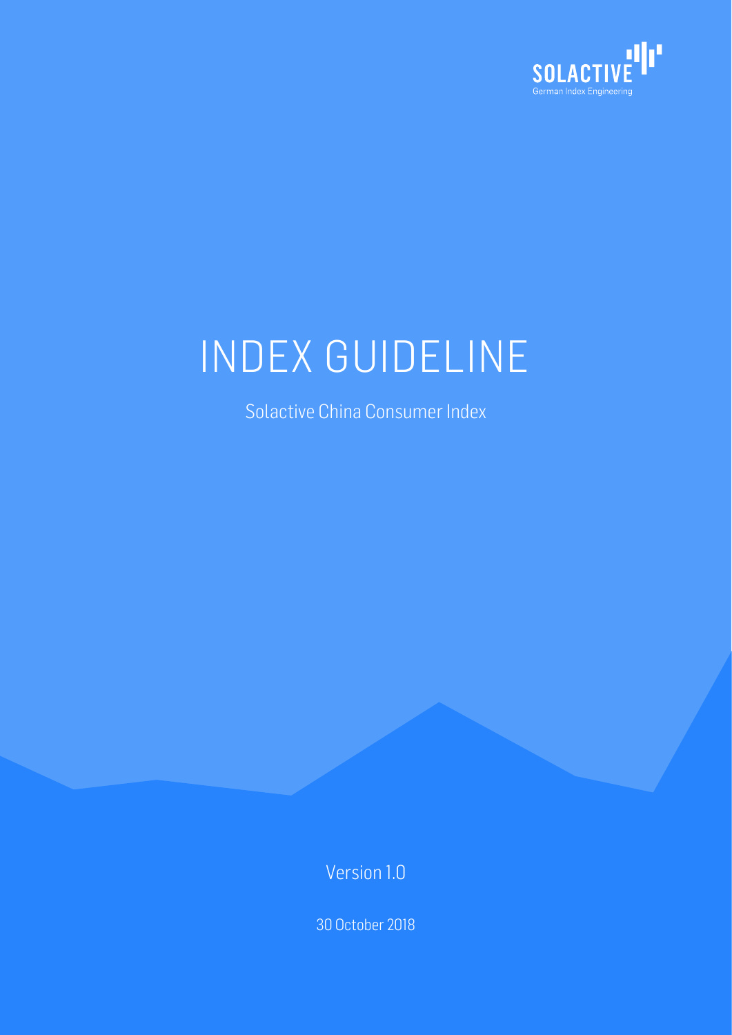SOLACTIVE

German Index Engineering

# INDEX GUIDELINE

Solactive China Consumer Index

Version 1.0

30 October 2018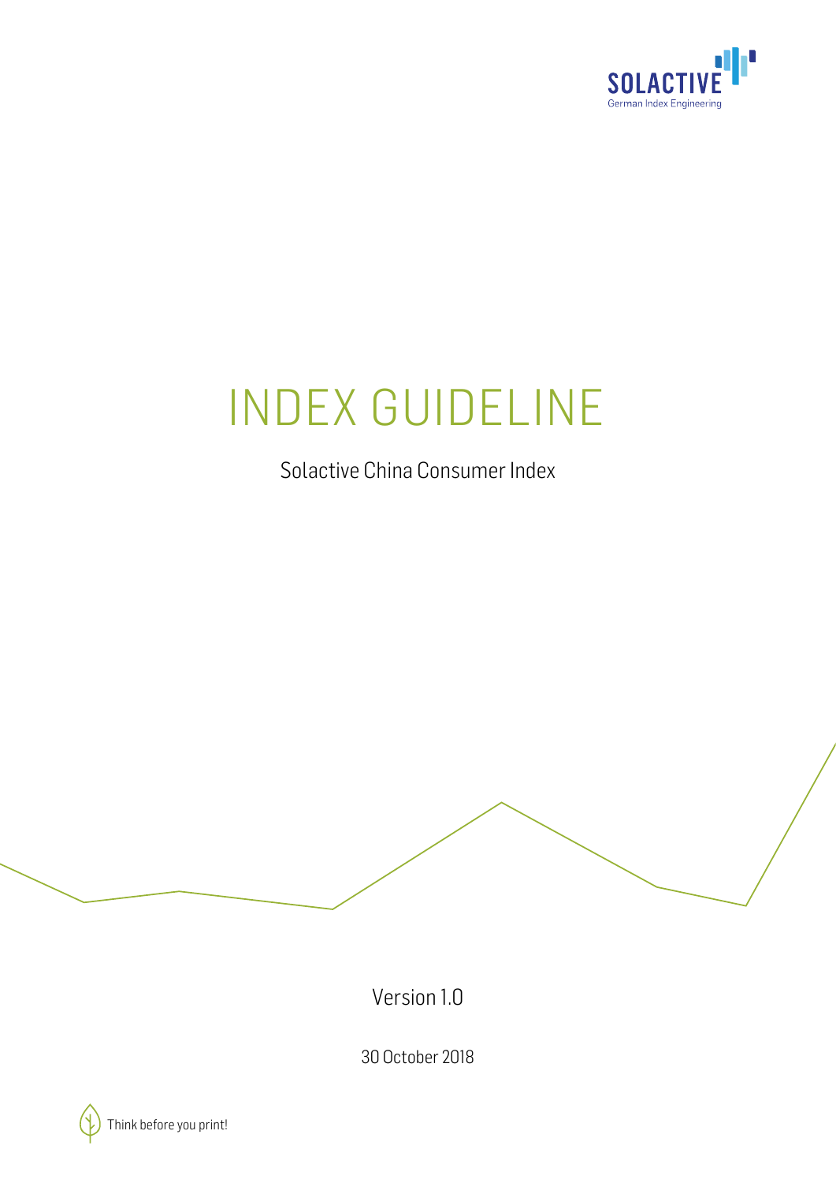# INDEX GUIDELINE

Solactive China Consumer Index

Version 1.0

30 October 2018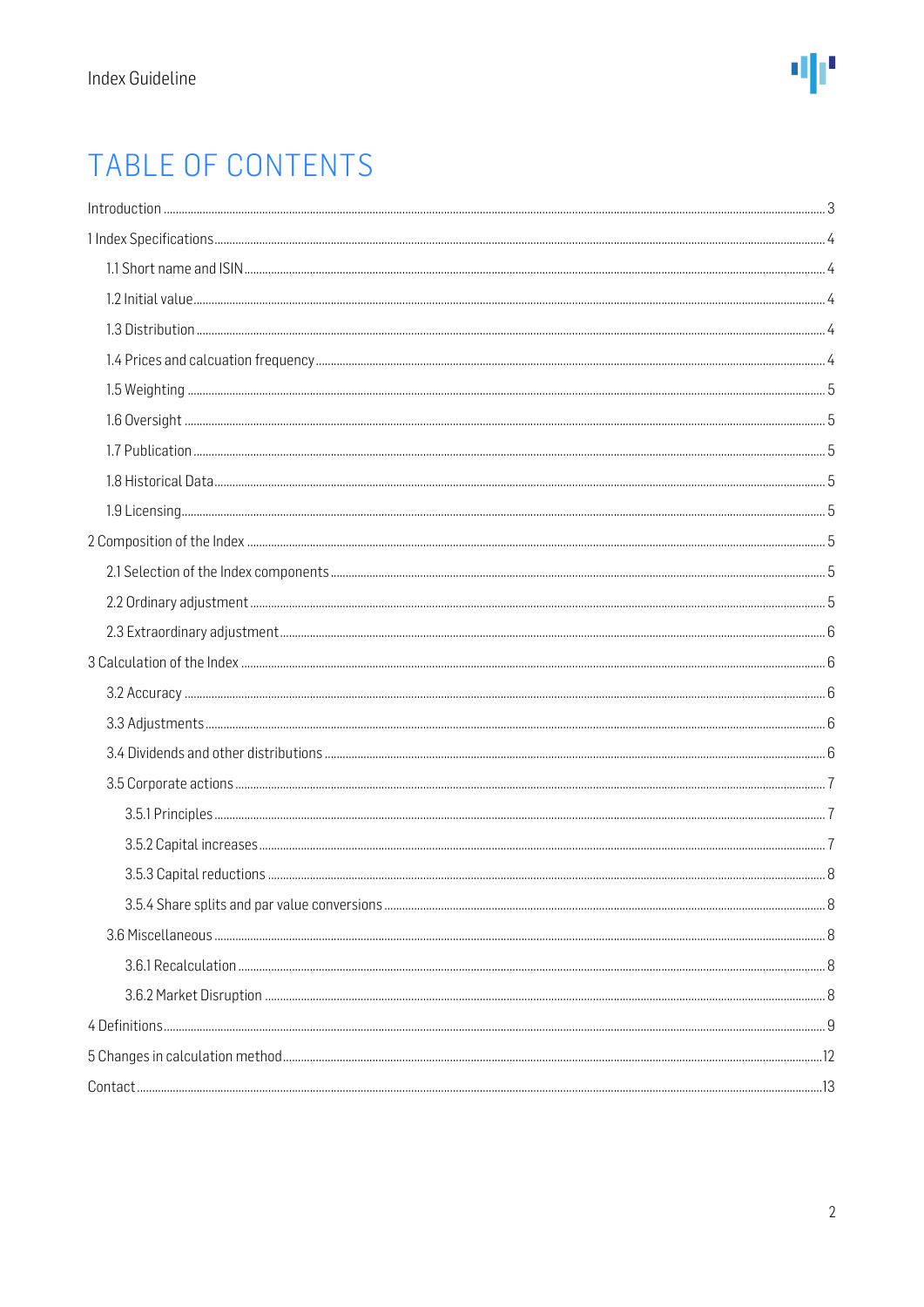# TABLE OF CONTENTS

Introduction ..... 3

1 Index Specifications ..... 4

- 1.1 Short name and ISIN ..... 4
- 1.2 Initial value ..... 4
- 1.3 Distribution ..... 4
- 1.4 Prices and calcuation frequency ..... 4
- 1.5 Weighting ..... 5
- 1.6 Oversight ..... 5
- 1.7 Publication ..... 5
- 1.8 Historical Data ..... 5
- 1.9 Licensing ..... 5

2 Composition of the Index ..... 5

- 2.1 Selection of the Index components ..... 5
- 2.2 Ordinary adjustment ..... 5
- 2.3 Extraordinary adjustment ..... 6

3 Calculation of the Index ..... 6

- 3.2 Accuracy ..... 6
- 3.3 Adjustments ..... 6
- 3.4 Dividends and other distributions ..... 6
- 3.5 Corporate actions ..... 7
  - 3.5.1 Principles ..... 7
  - 3.5.2 Capital increases ..... 7
  - 3.5.3 Capital reductions ..... 8
  - 3.5.4 Share splits and par value conversions ..... 8
- 3.6 Miscellaneous ..... 8
  - 3.6.1 Recalculation ..... 8
  - 3.6.2 Market Disruption ..... 8

4 Definitions ..... 9

5 Changes in calculation method ..... 12

Contact ..... 13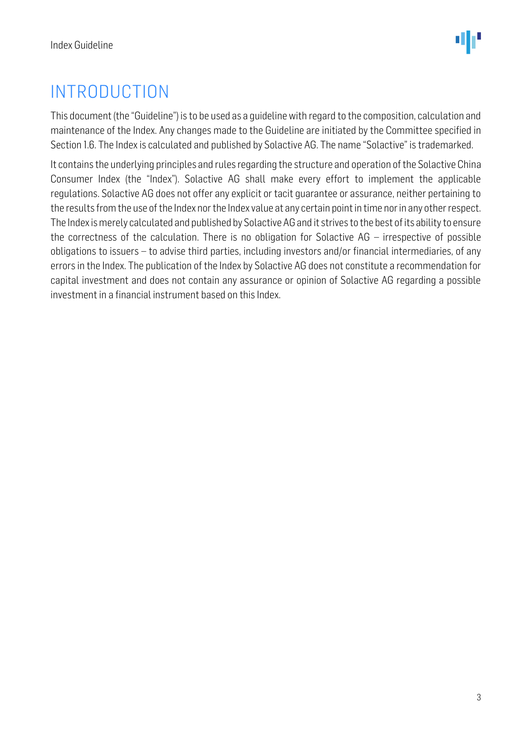# INTRODUCTION

This document (the "Guideline") is to be used as a guideline with regard to the composition, calculation and maintenance of the Index. Any changes made to the Guideline are initiated by the Committee specified in Section 1.6. The Index is calculated and published by Solactive AG. The name "Solactive" is trademarked.

It contains the underlying principles and rules regarding the structure and operation of the Solactive China Consumer Index (the "Index"). Solactive AG shall make every effort to implement the applicable regulations. Solactive AG does not offer any explicit or tacit guarantee or assurance, neither pertaining to the results from the use of the Index nor the Index value at any certain point in time nor in any other respect. The Index is merely calculated and published by Solactive AG and it strives to the best of its ability to ensure the correctness of the calculation. There is no obligation for Solactive AG – irrespective of possible obligations to issuers – to advise third parties, including investors and/or financial intermediaries, of any errors in the Index. The publication of the Index by Solactive AG does not constitute a recommendation for capital investment and does not contain any assurance or opinion of Solactive AG regarding a possible investment in a financial instrument based on this Index.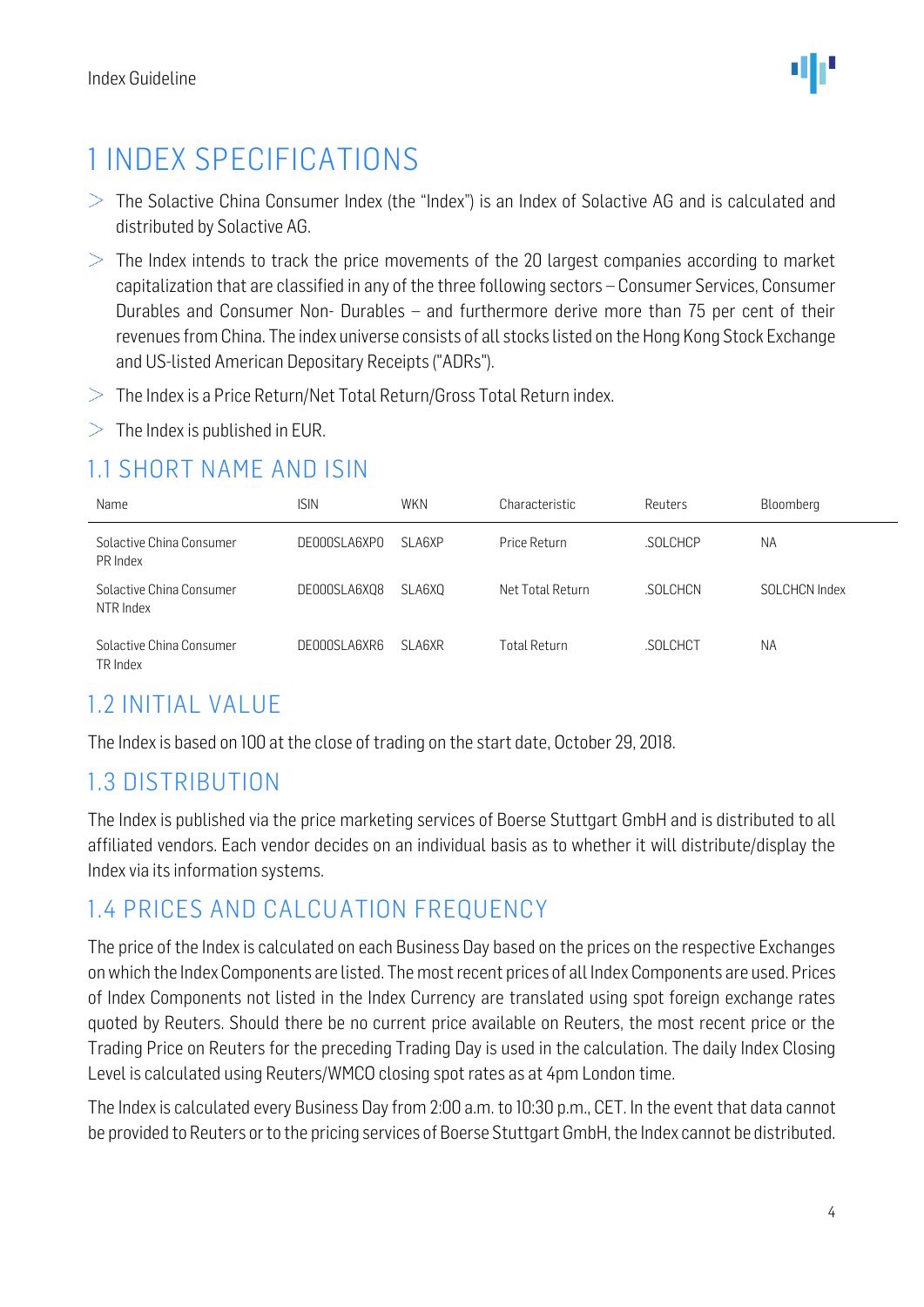# 1 INDEX SPECIFICATIONS

- The Solactive China Consumer Index (the "Index") is an Index of Solactive AG and is calculated and distributed by Solactive AG.
- The Index intends to track the price movements of the 20 largest companies according to market capitalization that are classified in any of the three following sectors – Consumer Services, Consumer Durables and Consumer Non- Durables – and furthermore derive more than 75 per cent of their revenues from China. The index universe consists of all stocks listed on the Hong Kong Stock Exchange and US-listed American Depositary Receipts ("ADRs").
- The Index is a Price Return/Net Total Return/Gross Total Return index.
- The Index is published in EUR.

## 1.1 SHORT NAME AND ISIN

| Name | ISIN | WKN | Characteristic | Reuters | Bloomberg |
|---|---|---|---|---|---|
| Solactive China Consumer PR Index | DE000SLA6XP0 | SLA6XP | Price Return | .SOLCHCP | NA |
| Solactive China Consumer NTR Index | DE000SLA6XQ8 | SLA6XQ | Net Total Return | .SOLCHCN | SOLCHCN Index |
| Solactive China Consumer TR Index | DE000SLA6XR6 | SLA6XR | Total Return | .SOLCHCT | NA |

## 1.2 INITIAL VALUE

The Index is based on 100 at the close of trading on the start date, October 29, 2018.

## 1.3 DISTRIBUTION

The Index is published via the price marketing services of Boerse Stuttgart GmbH and is distributed to all affiliated vendors. Each vendor decides on an individual basis as to whether it will distribute/display the Index via its information systems.

## 1.4 PRICES AND CALCUATION FREQUENCY

The price of the Index is calculated on each Business Day based on the prices on the respective Exchanges on which the Index Components are listed. The most recent prices of all Index Components are used. Prices of Index Components not listed in the Index Currency are translated using spot foreign exchange rates quoted by Reuters. Should there be no current price available on Reuters, the most recent price or the Trading Price on Reuters for the preceding Trading Day is used in the calculation. The daily Index Closing Level is calculated using Reuters/WMCO closing spot rates as at 4pm London time.

The Index is calculated every Business Day from 2:00 a.m. to 10:30 p.m., CET. In the event that data cannot be provided to Reuters or to the pricing services of Boerse Stuttgart GmbH, the Index cannot be distributed.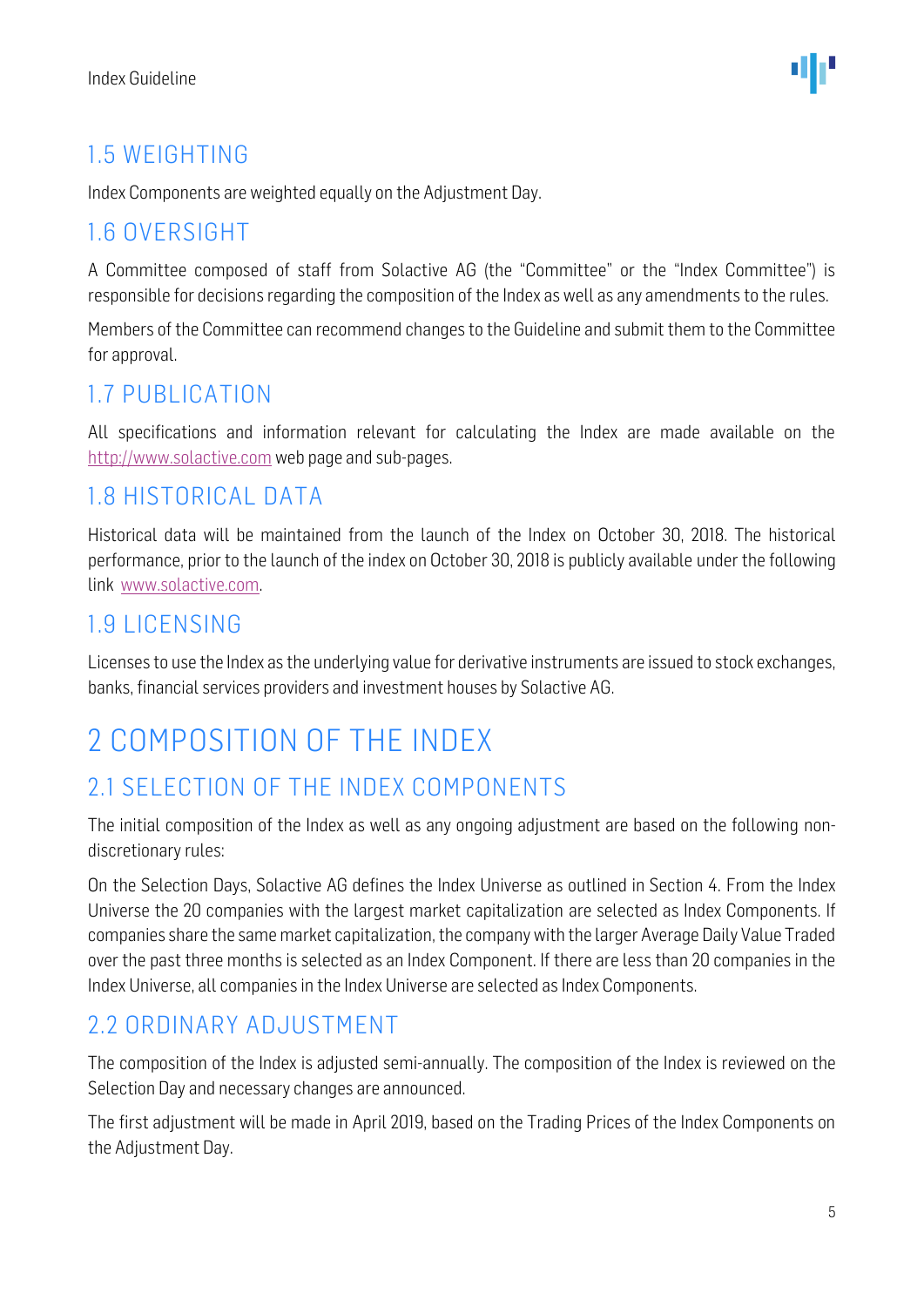## 1.5 WEIGHTING

Index Components are weighted equally on the Adjustment Day.

## 1.6 OVERSIGHT

A Committee composed of staff from Solactive AG (the "Committee" or the "Index Committee") is responsible for decisions regarding the composition of the Index as well as any amendments to the rules.

Members of the Committee can recommend changes to the Guideline and submit them to the Committee for approval.

## 1.7 PUBLICATION

All specifications and information relevant for calculating the Index are made available on the [http://www.solactive.com](http://www.solactive.com) web page and sub-pages.

## 1.8 HISTORICAL DATA

Historical data will be maintained from the launch of the Index on October 30, 2018. The historical performance, prior to the launch of the index on October 30, 2018 is publicly available under the following link [www.solactive.com](http://www.solactive.com).

## 1.9 LICENSING

Licenses to use the Index as the underlying value for derivative instruments are issued to stock exchanges, banks, financial services providers and investment houses by Solactive AG.

# 2 COMPOSITION OF THE INDEX

## 2.1 SELECTION OF THE INDEX COMPONENTS

The initial composition of the Index as well as any ongoing adjustment are based on the following non-discretionary rules:

On the Selection Days, Solactive AG defines the Index Universe as outlined in Section 4. From the Index Universe the 20 companies with the largest market capitalization are selected as Index Components. If companies share the same market capitalization, the company with the larger Average Daily Value Traded over the past three months is selected as an Index Component. If there are less than 20 companies in the Index Universe, all companies in the Index Universe are selected as Index Components.

## 2.2 ORDINARY ADJUSTMENT

The composition of the Index is adjusted semi-annually. The composition of the Index is reviewed on the Selection Day and necessary changes are announced.

The first adjustment will be made in April 2019, based on the Trading Prices of the Index Components on the Adjustment Day.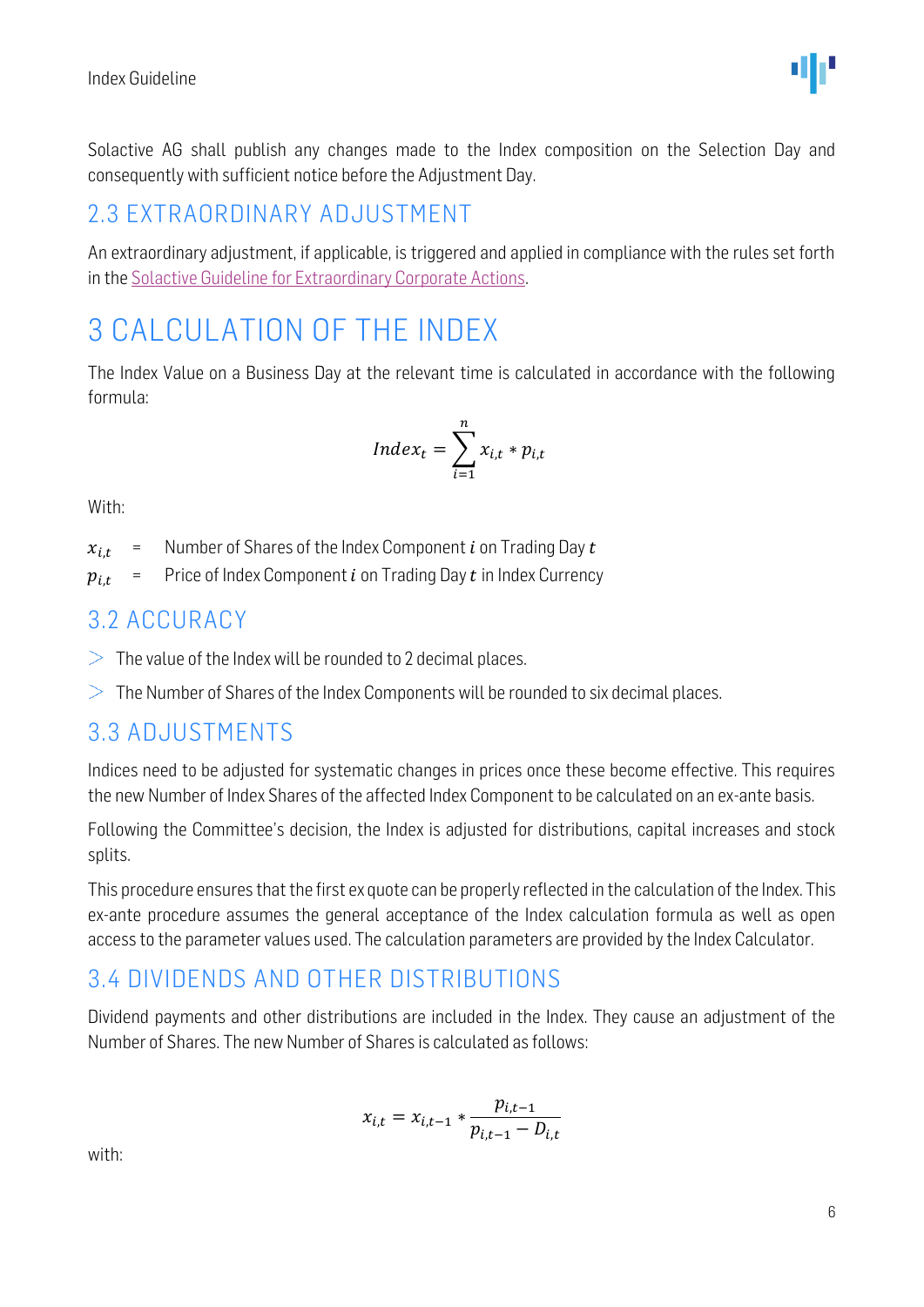Solactive AG shall publish any changes made to the Index composition on the Selection Day and consequently with sufficient notice before the Adjustment Day.

## 2.3 EXTRAORDINARY ADJUSTMENT

An extraordinary adjustment, if applicable, is triggered and applied in compliance with the rules set forth in the Solactive Guideline for Extraordinary Corporate Actions.

# 3 CALCULATION OF THE INDEX

The Index Value on a Business Day at the relevant time is calculated in accordance with the following formula:

$$Index_t = \sum_{i=1}^{n} x_{i,t} * p_{i,t}$$

With:

$x_{i,t}$ = Number of Shares of the Index Component $i$ on Trading Day $t$

$p_{i,t}$ = Price of Index Component $i$ on Trading Day $t$ in Index Currency

## 3.2 ACCURACY

- The value of the Index will be rounded to 2 decimal places.
- The Number of Shares of the Index Components will be rounded to six decimal places.

## 3.3 ADJUSTMENTS

Indices need to be adjusted for systematic changes in prices once these become effective. This requires the new Number of Index Shares of the affected Index Component to be calculated on an ex-ante basis.

Following the Committee's decision, the Index is adjusted for distributions, capital increases and stock splits.

This procedure ensures that the first ex quote can be properly reflected in the calculation of the Index. This ex-ante procedure assumes the general acceptance of the Index calculation formula as well as open access to the parameter values used. The calculation parameters are provided by the Index Calculator.

## 3.4 DIVIDENDS AND OTHER DISTRIBUTIONS

Dividend payments and other distributions are included in the Index. They cause an adjustment of the Number of Shares. The new Number of Shares is calculated as follows:

$$x_{i,t} = x_{i,t-1} * \frac{p_{i,t-1}}{p_{i,t-1} - D_{i,t}}$$

with: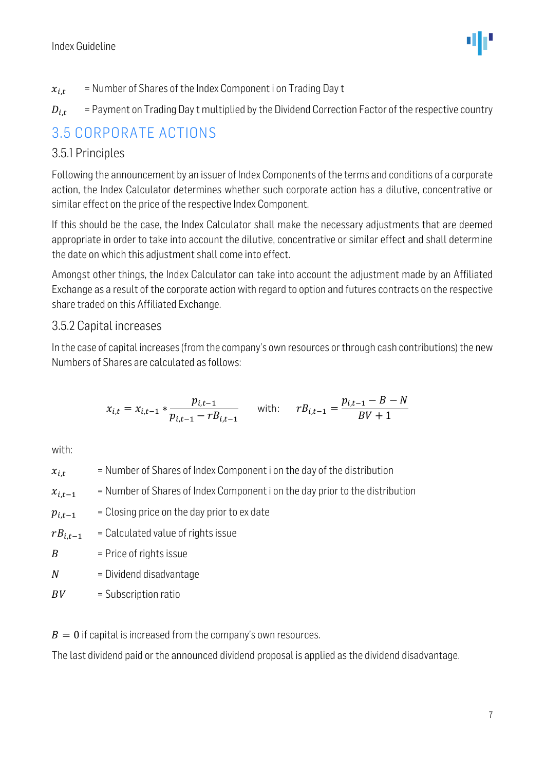$x_{i,t}$ = Number of Shares of the Index Component i on Trading Day t

$D_{i,t}$ = Payment on Trading Day t multiplied by the Dividend Correction Factor of the respective country

## 3.5 CORPORATE ACTIONS

### 3.5.1 Principles

Following the announcement by an issuer of Index Components of the terms and conditions of a corporate action, the Index Calculator determines whether such corporate action has a dilutive, concentrative or similar effect on the price of the respective Index Component.

If this should be the case, the Index Calculator shall make the necessary adjustments that are deemed appropriate in order to take into account the dilutive, concentrative or similar effect and shall determine the date on which this adjustment shall come into effect.

Amongst other things, the Index Calculator can take into account the adjustment made by an Affiliated Exchange as a result of the corporate action with regard to option and futures contracts on the respective share traded on this Affiliated Exchange.

### 3.5.2 Capital increases

In the case of capital increases (from the company's own resources or through cash contributions) the new Numbers of Shares are calculated as follows:

$$x_{i,t} = x_{i,t-1} * \frac{p_{i,t-1}}{p_{i,t-1} - rB_{i,t-1}} \qquad \text{with:} \qquad rB_{i,t-1} = \frac{p_{i,t-1} - B - N}{BV + 1}$$

with:

$x_{i,t}$ = Number of Shares of Index Component i on the day of the distribution

$x_{i,t-1}$ = Number of Shares of Index Component i on the day prior to the distribution

$p_{i,t-1}$ = Closing price on the day prior to ex date

$rB_{i,t-1}$ = Calculated value of rights issue

$B$ = Price of rights issue

$N$ = Dividend disadvantage

$BV$ = Subscription ratio

$B = 0$ if capital is increased from the company's own resources.

The last dividend paid or the announced dividend proposal is applied as the dividend disadvantage.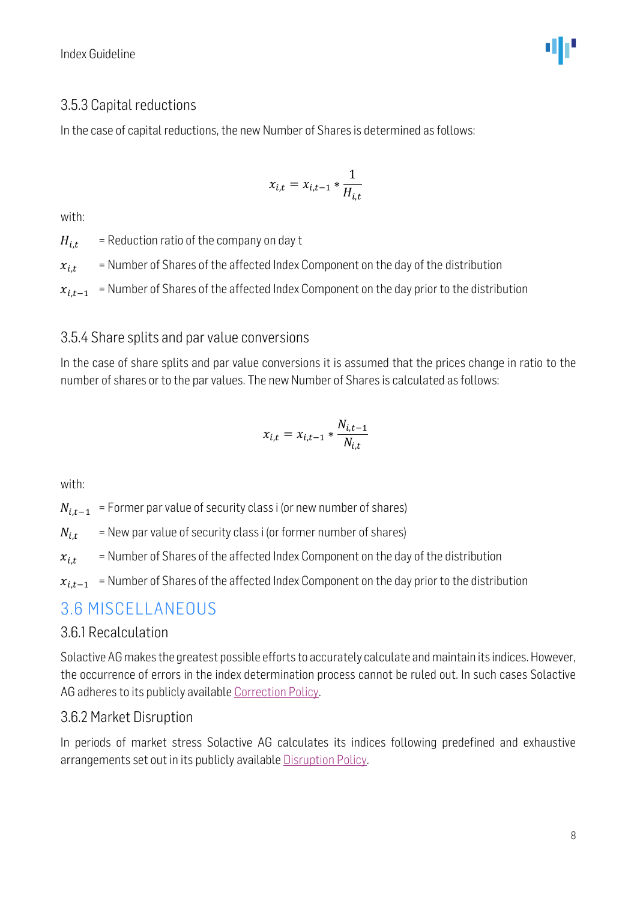### 3.5.3 Capital reductions

In the case of capital reductions, the new Number of Shares is determined as follows:

$$x_{i,t} = x_{i,t-1} * \frac{1}{H_{i,t}}$$

with:

$H_{i,t}$ = Reduction ratio of the company on day t

$x_{i,t}$ = Number of Shares of the affected Index Component on the day of the distribution

$x_{i,t-1}$ = Number of Shares of the affected Index Component on the day prior to the distribution

### 3.5.4 Share splits and par value conversions

In the case of share splits and par value conversions it is assumed that the prices change in ratio to the number of shares or to the par values. The new Number of Shares is calculated as follows:

$$x_{i,t} = x_{i,t-1} * \frac{N_{i,t-1}}{N_{i,t}}$$

with:

$N_{i,t-1}$ = Former par value of security class i (or new number of shares)

$N_{i,t}$ = New par value of security class i (or former number of shares)

$x_{i,t}$ = Number of Shares of the affected Index Component on the day of the distribution

$x_{i,t-1}$ = Number of Shares of the affected Index Component on the day prior to the distribution

## 3.6 MISCELLANEOUS

### 3.6.1 Recalculation

Solactive AG makes the greatest possible efforts to accurately calculate and maintain its indices. However, the occurrence of errors in the index determination process cannot be ruled out. In such cases Solactive AG adheres to its publicly available Correction Policy.

### 3.6.2 Market Disruption

In periods of market stress Solactive AG calculates its indices following predefined and exhaustive arrangements set out in its publicly available Disruption Policy.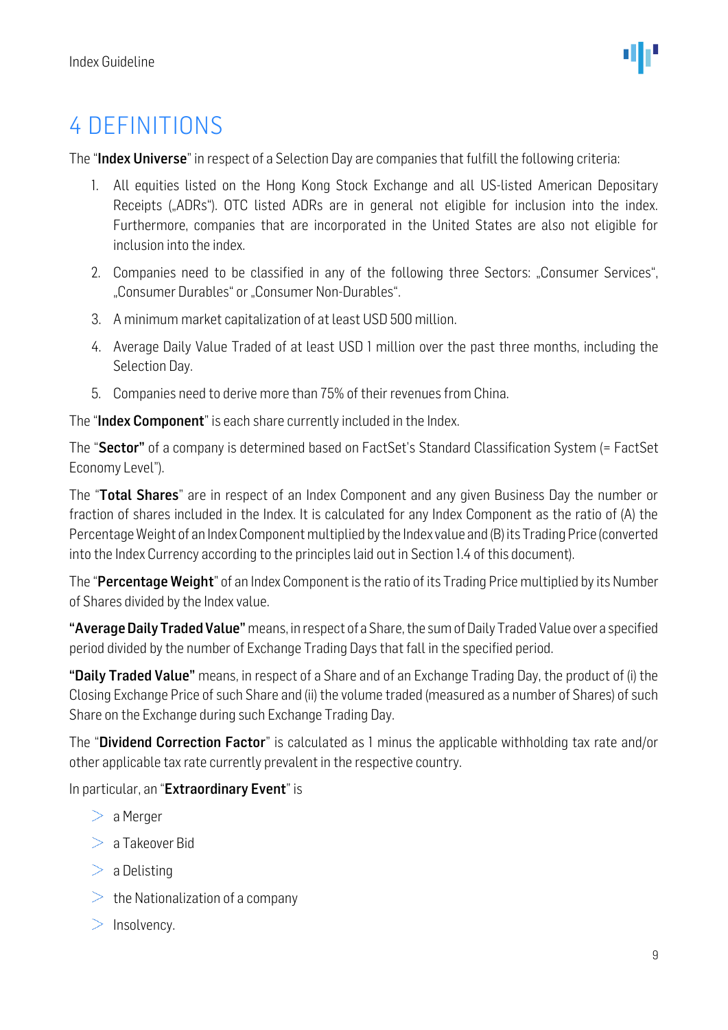# 4 DEFINITIONS

The "**Index Universe**" in respect of a Selection Day are companies that fulfill the following criteria:

1. All equities listed on the Hong Kong Stock Exchange and all US-listed American Depositary Receipts („ADRs"). OTC listed ADRs are in general not eligible for inclusion into the index. Furthermore, companies that are incorporated in the United States are also not eligible for inclusion into the index.
2. Companies need to be classified in any of the following three Sectors: „Consumer Services", „Consumer Durables" or „Consumer Non-Durables".
3. A minimum market capitalization of at least USD 500 million.
4. Average Daily Value Traded of at least USD 1 million over the past three months, including the Selection Day.
5. Companies need to derive more than 75% of their revenues from China.

The "**Index Component**" is each share currently included in the Index.

The "**Sector"** of a company is determined based on FactSet's Standard Classification System (= FactSet Economy Level").

The "**Total Shares**" are in respect of an Index Component and any given Business Day the number or fraction of shares included in the Index. It is calculated for any Index Component as the ratio of (A) the Percentage Weight of an Index Component multiplied by the Index value and (B) its Trading Price (converted into the Index Currency according to the principles laid out in Section 1.4 of this document).

The "**Percentage Weight**" of an Index Component is the ratio of its Trading Price multiplied by its Number of Shares divided by the Index value.

**"Average Daily Traded Value"** means, in respect of a Share, the sum of Daily Traded Value over a specified period divided by the number of Exchange Trading Days that fall in the specified period.

**"Daily Traded Value"** means, in respect of a Share and of an Exchange Trading Day, the product of (i) the Closing Exchange Price of such Share and (ii) the volume traded (measured as a number of Shares) of such Share on the Exchange during such Exchange Trading Day.

The "**Dividend Correction Factor**" is calculated as 1 minus the applicable withholding tax rate and/or other applicable tax rate currently prevalent in the respective country.

In particular, an "**Extraordinary Event**" is

- a Merger
- a Takeover Bid
- a Delisting
- the Nationalization of a company
- Insolvency.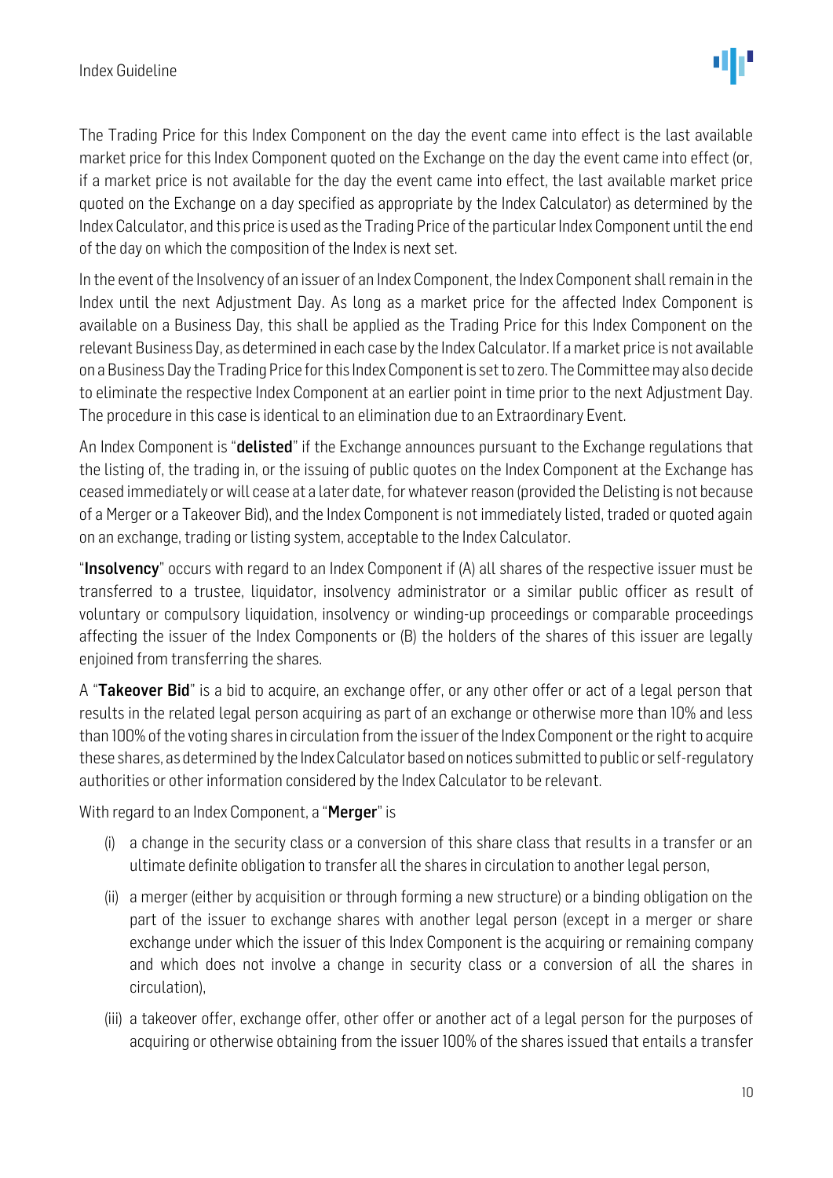The Trading Price for this Index Component on the day the event came into effect is the last available market price for this Index Component quoted on the Exchange on the day the event came into effect (or, if a market price is not available for the day the event came into effect, the last available market price quoted on the Exchange on a day specified as appropriate by the Index Calculator) as determined by the Index Calculator, and this price is used as the Trading Price of the particular Index Component until the end of the day on which the composition of the Index is next set.

In the event of the Insolvency of an issuer of an Index Component, the Index Component shall remain in the Index until the next Adjustment Day. As long as a market price for the affected Index Component is available on a Business Day, this shall be applied as the Trading Price for this Index Component on the relevant Business Day, as determined in each case by the Index Calculator. If a market price is not available on a Business Day the Trading Price for this Index Component is set to zero. The Committee may also decide to eliminate the respective Index Component at an earlier point in time prior to the next Adjustment Day. The procedure in this case is identical to an elimination due to an Extraordinary Event.

An Index Component is "**delisted**" if the Exchange announces pursuant to the Exchange regulations that the listing of, the trading in, or the issuing of public quotes on the Index Component at the Exchange has ceased immediately or will cease at a later date, for whatever reason (provided the Delisting is not because of a Merger or a Takeover Bid), and the Index Component is not immediately listed, traded or quoted again on an exchange, trading or listing system, acceptable to the Index Calculator.

"**Insolvency**" occurs with regard to an Index Component if (A) all shares of the respective issuer must be transferred to a trustee, liquidator, insolvency administrator or a similar public officer as result of voluntary or compulsory liquidation, insolvency or winding-up proceedings or comparable proceedings affecting the issuer of the Index Components or (B) the holders of the shares of this issuer are legally enjoined from transferring the shares.

A "**Takeover Bid**" is a bid to acquire, an exchange offer, or any other offer or act of a legal person that results in the related legal person acquiring as part of an exchange or otherwise more than 10% and less than 100% of the voting shares in circulation from the issuer of the Index Component or the right to acquire these shares, as determined by the Index Calculator based on notices submitted to public or self-regulatory authorities or other information considered by the Index Calculator to be relevant.

With regard to an Index Component, a "**Merger**" is

(i) a change in the security class or a conversion of this share class that results in a transfer or an ultimate definite obligation to transfer all the shares in circulation to another legal person,

(ii) a merger (either by acquisition or through forming a new structure) or a binding obligation on the part of the issuer to exchange shares with another legal person (except in a merger or share exchange under which the issuer of this Index Component is the acquiring or remaining company and which does not involve a change in security class or a conversion of all the shares in circulation),

(iii) a takeover offer, exchange offer, other offer or another act of a legal person for the purposes of acquiring or otherwise obtaining from the issuer 100% of the shares issued that entails a transfer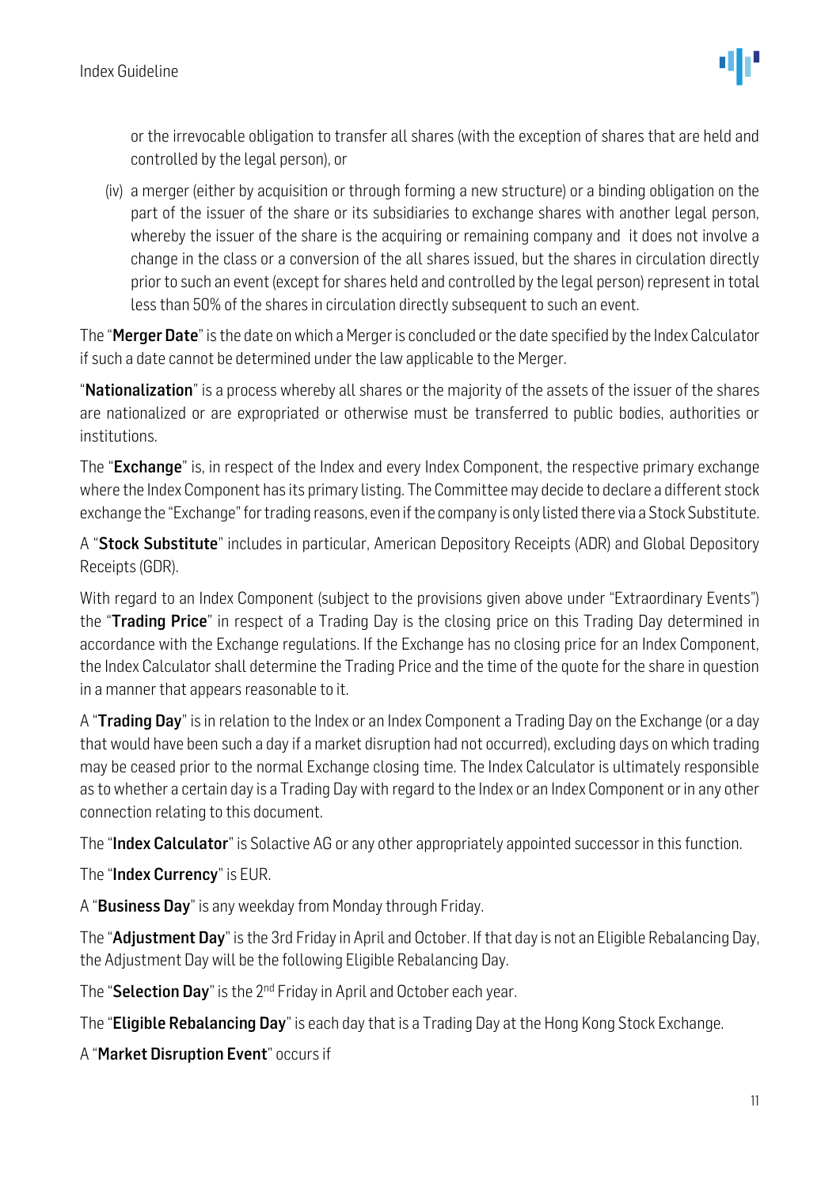or the irrevocable obligation to transfer all shares (with the exception of shares that are held and controlled by the legal person), or

(iv) a merger (either by acquisition or through forming a new structure) or a binding obligation on the part of the issuer of the share or its subsidiaries to exchange shares with another legal person, whereby the issuer of the share is the acquiring or remaining company and it does not involve a change in the class or a conversion of the all shares issued, but the shares in circulation directly prior to such an event (except for shares held and controlled by the legal person) represent in total less than 50% of the shares in circulation directly subsequent to such an event.

The "**Merger Date**" is the date on which a Merger is concluded or the date specified by the Index Calculator if such a date cannot be determined under the law applicable to the Merger.

"**Nationalization**" is a process whereby all shares or the majority of the assets of the issuer of the shares are nationalized or are expropriated or otherwise must be transferred to public bodies, authorities or institutions.

The "**Exchange**" is, in respect of the Index and every Index Component, the respective primary exchange where the Index Component has its primary listing. The Committee may decide to declare a different stock exchange the "Exchange" for trading reasons, even if the company is only listed there via a Stock Substitute.

A "**Stock Substitute**" includes in particular, American Depository Receipts (ADR) and Global Depository Receipts (GDR).

With regard to an Index Component (subject to the provisions given above under "Extraordinary Events") the "**Trading Price**" in respect of a Trading Day is the closing price on this Trading Day determined in accordance with the Exchange regulations. If the Exchange has no closing price for an Index Component, the Index Calculator shall determine the Trading Price and the time of the quote for the share in question in a manner that appears reasonable to it.

A "**Trading Day**" is in relation to the Index or an Index Component a Trading Day on the Exchange (or a day that would have been such a day if a market disruption had not occurred), excluding days on which trading may be ceased prior to the normal Exchange closing time. The Index Calculator is ultimately responsible as to whether a certain day is a Trading Day with regard to the Index or an Index Component or in any other connection relating to this document.

The "**Index Calculator**" is Solactive AG or any other appropriately appointed successor in this function.

The "**Index Currency**" is EUR.

A "**Business Day**" is any weekday from Monday through Friday.

The "**Adjustment Day**" is the 3rd Friday in April and October. If that day is not an Eligible Rebalancing Day, the Adjustment Day will be the following Eligible Rebalancing Day.

The "**Selection Day**" is the 2nd Friday in April and October each year.

The "**Eligible Rebalancing Day**" is each day that is a Trading Day at the Hong Kong Stock Exchange.

A "**Market Disruption Event**" occurs if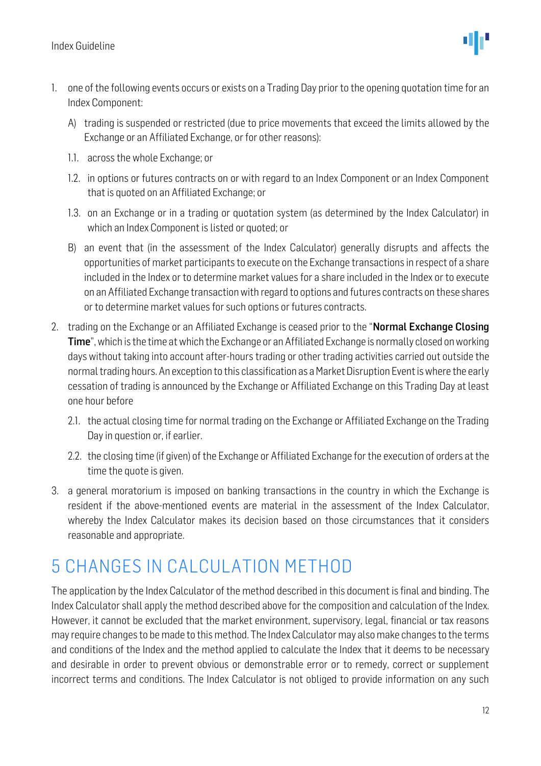1. one of the following events occurs or exists on a Trading Day prior to the opening quotation time for an Index Component:

   A) trading is suspended or restricted (due to price movements that exceed the limits allowed by the Exchange or an Affiliated Exchange, or for other reasons):

   1.1. across the whole Exchange; or

   1.2. in options or futures contracts on or with regard to an Index Component or an Index Component that is quoted on an Affiliated Exchange; or

   1.3. on an Exchange or in a trading or quotation system (as determined by the Index Calculator) in which an Index Component is listed or quoted; or

   B) an event that (in the assessment of the Index Calculator) generally disrupts and affects the opportunities of market participants to execute on the Exchange transactions in respect of a share included in the Index or to determine market values for a share included in the Index or to execute on an Affiliated Exchange transaction with regard to options and futures contracts on these shares or to determine market values for such options or futures contracts.

2. trading on the Exchange or an Affiliated Exchange is ceased prior to the "**Normal Exchange Closing Time**", which is the time at which the Exchange or an Affiliated Exchange is normally closed on working days without taking into account after-hours trading or other trading activities carried out outside the normal trading hours. An exception to this classification as a Market Disruption Event is where the early cessation of trading is announced by the Exchange or Affiliated Exchange on this Trading Day at least one hour before

   2.1. the actual closing time for normal trading on the Exchange or Affiliated Exchange on the Trading Day in question or, if earlier.

   2.2. the closing time (if given) of the Exchange or Affiliated Exchange for the execution of orders at the time the quote is given.

3. a general moratorium is imposed on banking transactions in the country in which the Exchange is resident if the above-mentioned events are material in the assessment of the Index Calculator, whereby the Index Calculator makes its decision based on those circumstances that it considers reasonable and appropriate.

# 5 CHANGES IN CALCULATION METHOD

The application by the Index Calculator of the method described in this document is final and binding. The Index Calculator shall apply the method described above for the composition and calculation of the Index. However, it cannot be excluded that the market environment, supervisory, legal, financial or tax reasons may require changes to be made to this method. The Index Calculator may also make changes to the terms and conditions of the Index and the method applied to calculate the Index that it deems to be necessary and desirable in order to prevent obvious or demonstrable error or to remedy, correct or supplement incorrect terms and conditions. The Index Calculator is not obliged to provide information on any such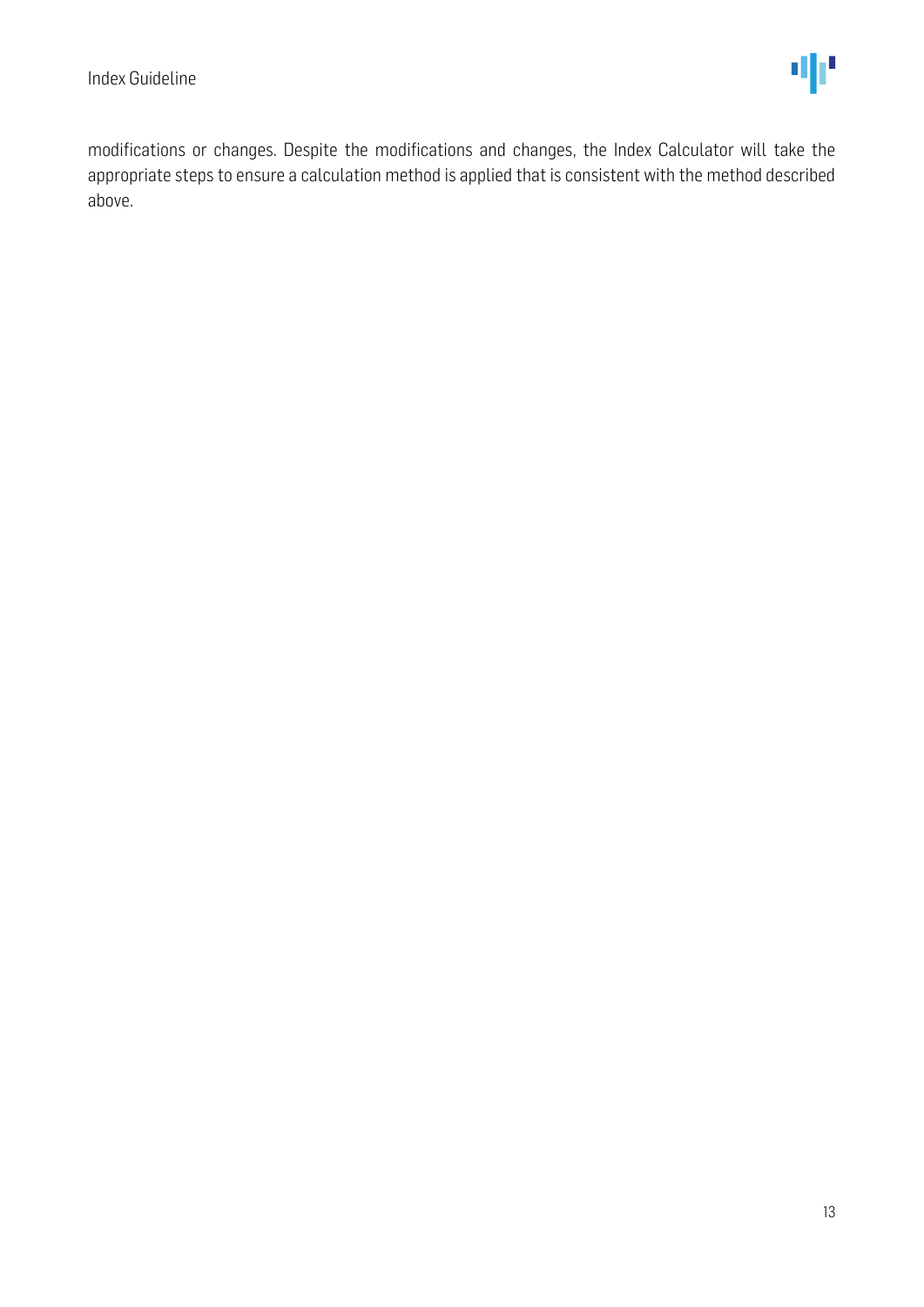modifications or changes. Despite the modifications and changes, the Index Calculator will take the appropriate steps to ensure a calculation method is applied that is consistent with the method described above.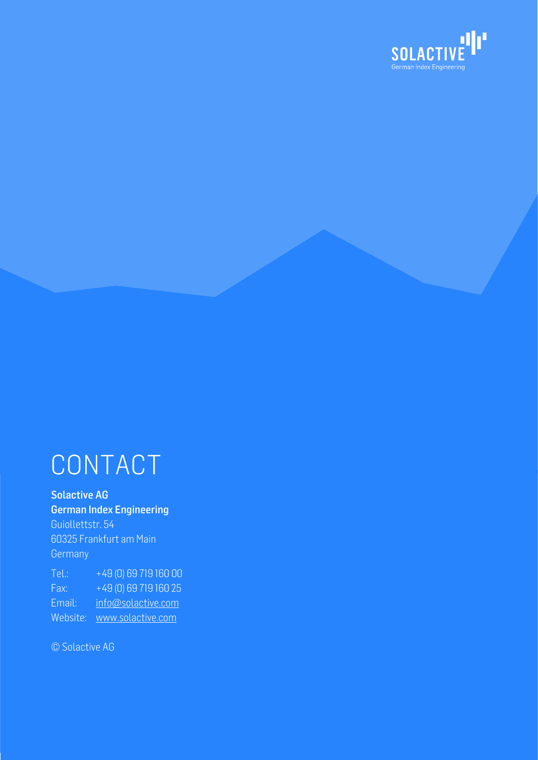# CONTACT

**Solactive AG**
**German Index Engineering**
Guiollettstr. 54
60325 Frankfurt am Main
Germany

Tel.: +49 (0) 69 719 160 00
Fax: +49 (0) 69 719 160 25
Email: info@solactive.com
Website: www.solactive.com

© Solactive AG